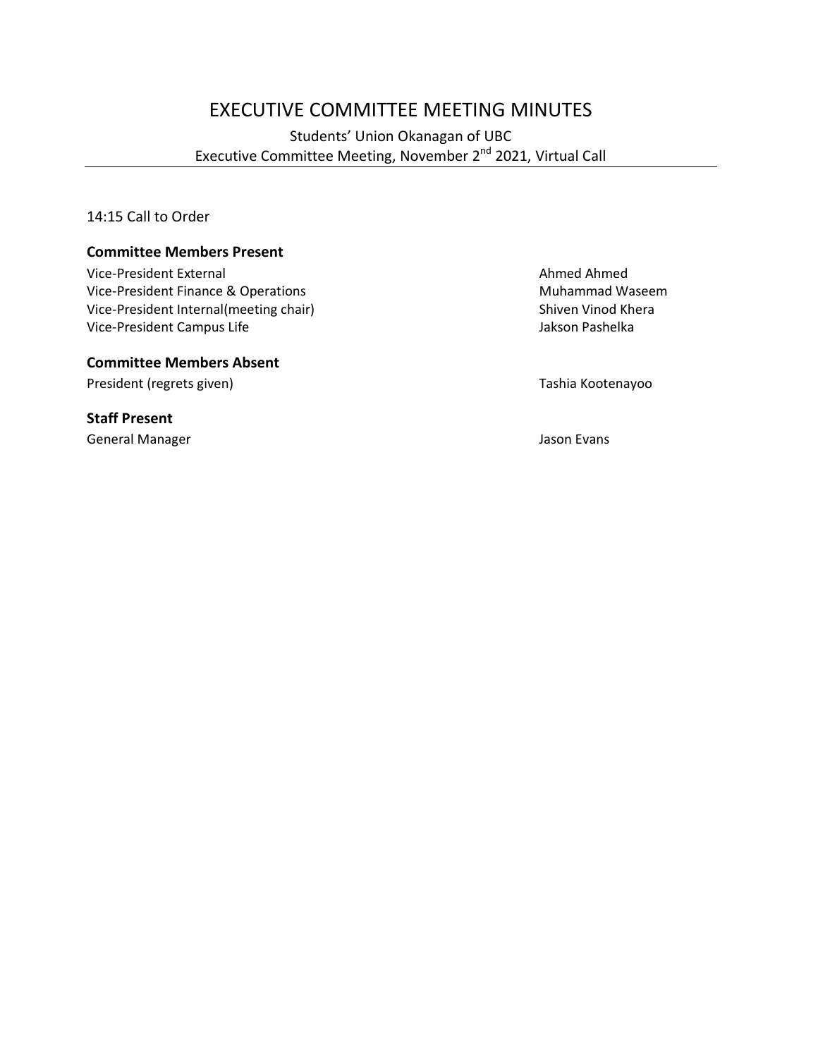# EXECUTIVE COMMITTEE MEETING MINUTES

Students' Union Okanagan of UBC
Executive Committee Meeting, November 2nd 2021, Virtual Call

14:15 Call to Order

**Committee Members Present**

| | |
|---|---|
| Vice-President External | Ahmed Ahmed |
| Vice-President Finance & Operations | Muhammad Waseem |
| Vice-President Internal(meeting chair) | Shiven Vinod Khera |
| Vice-President Campus Life | Jakson Pashelka |

**Committee Members Absent**

| | |
|---|---|
| President (regrets given) | Tashia Kootenayoo |

**Staff Present**

| | |
|---|---|
| General Manager | Jason Evans |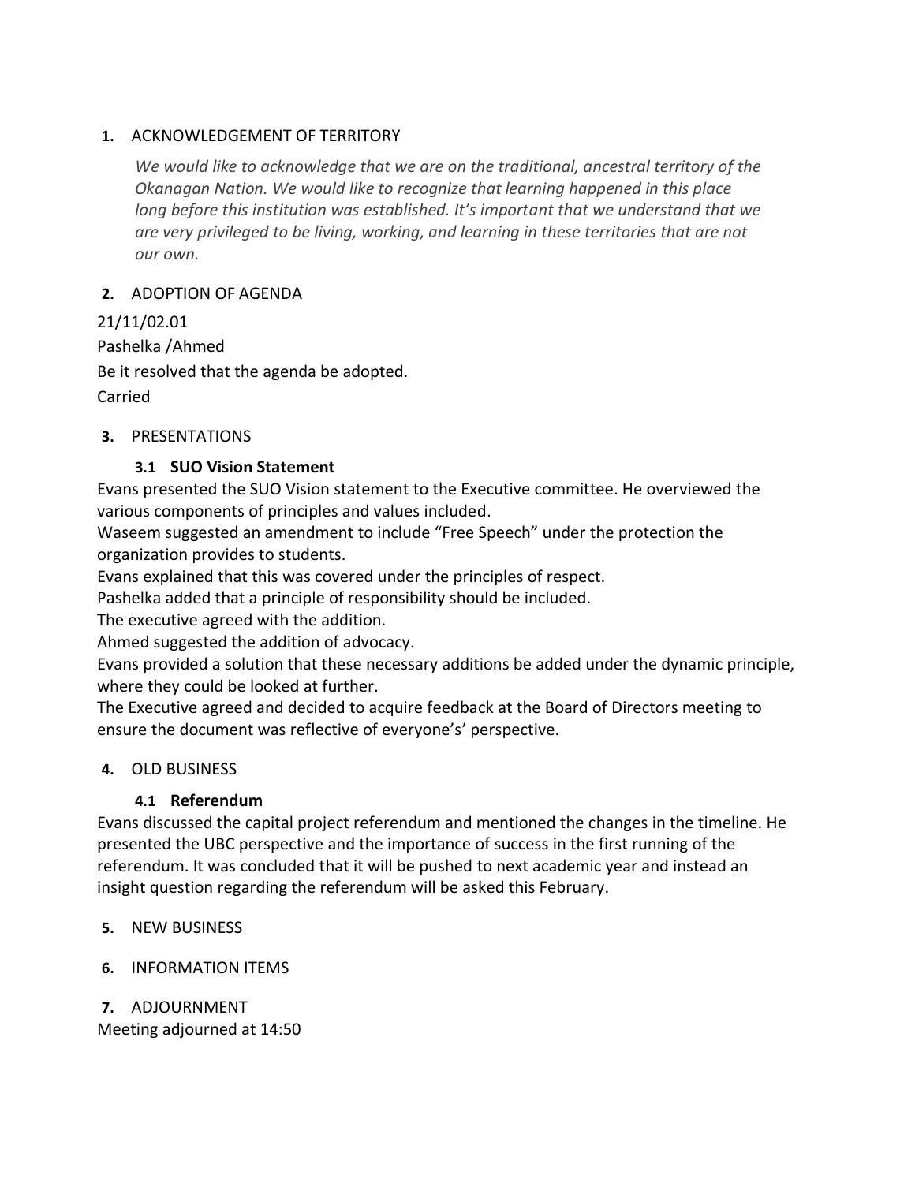1. ACKNOWLEDGEMENT OF TERRITORY

   *We would like to acknowledge that we are on the traditional, ancestral territory of the Okanagan Nation. We would like to recognize that learning happened in this place long before this institution was established. It's important that we understand that we are very privileged to be living, working, and learning in these territories that are not our own.*

2. ADOPTION OF AGENDA

21/11/02.01

Pashelka /Ahmed

Be it resolved that the agenda be adopted.

Carried

3. PRESENTATIONS

   **3.1 SUO Vision Statement**

Evans presented the SUO Vision statement to the Executive committee. He overviewed the various components of principles and values included.

Waseem suggested an amendment to include "Free Speech" under the protection the organization provides to students.

Evans explained that this was covered under the principles of respect.

Pashelka added that a principle of responsibility should be included.

The executive agreed with the addition.

Ahmed suggested the addition of advocacy.

Evans provided a solution that these necessary additions be added under the dynamic principle, where they could be looked at further.

The Executive agreed and decided to acquire feedback at the Board of Directors meeting to ensure the document was reflective of everyone's' perspective.

4. OLD BUSINESS

   **4.1 Referendum**

Evans discussed the capital project referendum and mentioned the changes in the timeline. He presented the UBC perspective and the importance of success in the first running of the referendum. It was concluded that it will be pushed to next academic year and instead an insight question regarding the referendum will be asked this February.

5. NEW BUSINESS

6. INFORMATION ITEMS

7. ADJOURNMENT

Meeting adjourned at 14:50